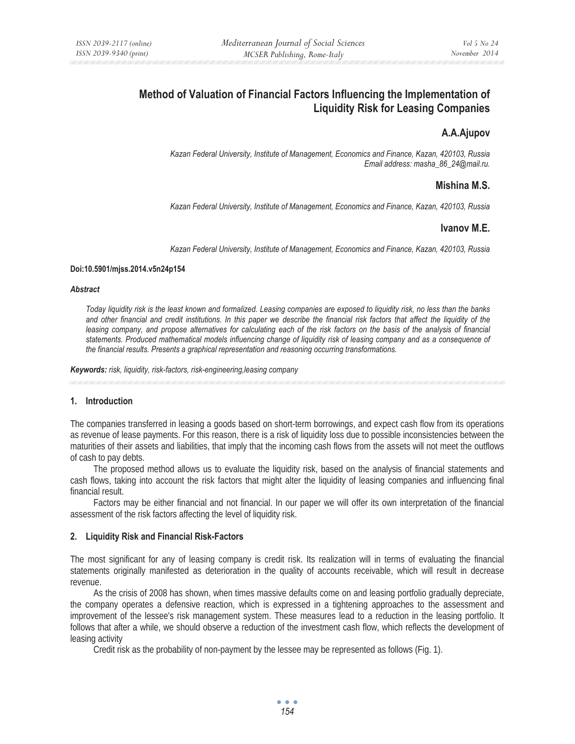# Method of Valuation of Financial Factors Influencing the Implementation of Liquidity Risk for Leasing Companies

**A.A.Ajupov**

*Kazan Federal University, Institute of Management, Economics and Finance, Kazan, 420103, Russia*
*Email address: masha_86_24@mail.ru.*

**Mishina M.S.**

*Kazan Federal University, Institute of Management, Economics and Finance, Kazan, 420103, Russia*

**Ivanov M.E.**

*Kazan Federal University, Institute of Management, Economics and Finance, Kazan, 420103, Russia*

**Doi:10.5901/mjss.2014.v5n24p154**

***Abstract***

*Today liquidity risk is the least known and formalized. Leasing companies are exposed to liquidity risk, no less than the banks and other financial and credit institutions. In this paper we describe the financial risk factors that affect the liquidity of the leasing company, and propose alternatives for calculating each of the risk factors on the basis of the analysis of financial statements. Produced mathematical models influencing change of liquidity risk of leasing company and as a consequence of the financial results. Presents a graphical representation and reasoning occurring transformations.*

***Keywords:*** *risk, liquidity, risk-factors, risk-engineering,leasing company*

## 1. Introduction

The companies transferred in leasing a goods based on short-term borrowings, and expect cash flow from its operations as revenue of lease payments. For this reason, there is a risk of liquidity loss due to possible inconsistencies between the maturities of their assets and liabilities, that imply that the incoming cash flows from the assets will not meet the outflows of cash to pay debts.

The proposed method allows us to evaluate the liquidity risk, based on the analysis of financial statements and cash flows, taking into account the risk factors that might alter the liquidity of leasing companies and influencing final financial result.

Factors may be either financial and not financial. In our paper we will offer its own interpretation of the financial assessment of the risk factors affecting the level of liquidity risk.

## 2. Liquidity Risk and Financial Risk-Factors

The most significant for any of leasing company is credit risk. Its realization will in terms of evaluating the financial statements originally manifested as deterioration in the quality of accounts receivable, which will result in decrease revenue.

As the crisis of 2008 has shown, when times massive defaults come on and leasing portfolio gradually depreciate, the company operates a defensive reaction, which is expressed in a tightening approaches to the assessment and improvement of the lessee's risk management system. These measures lead to a reduction in the leasing portfolio. It follows that after a while, we should observe a reduction of the investment cash flow, which reflects the development of leasing activity

Credit risk as the probability of non-payment by the lessee may be represented as follows (Fig. 1).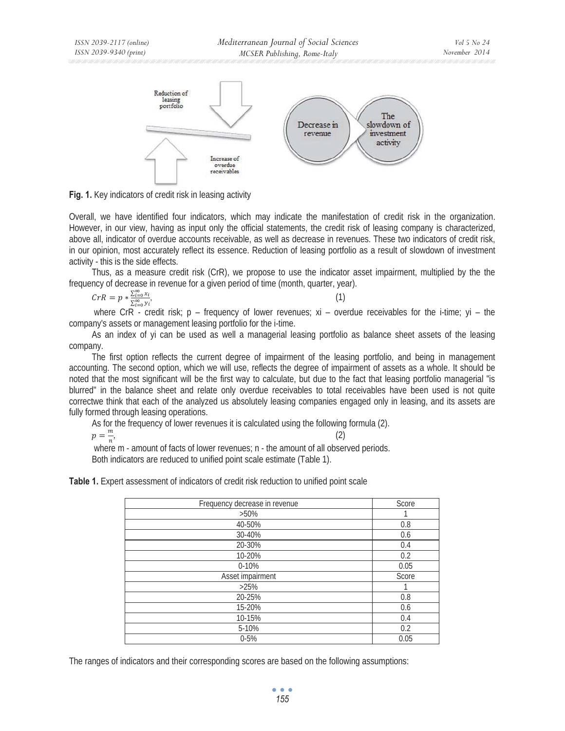**Fig. 1.** Key indicators of credit risk in leasing activity

Overall, we have identified four indicators, which may indicate the manifestation of credit risk in the organization. However, in our view, having as input only the official statements, the credit risk of leasing company is characterized, above all, indicator of overdue accounts receivable, as well as decrease in revenues. These two indicators of credit risk, in our opinion, most accurately reflect its essence. Reduction of leasing portfolio as a result of slowdown of investment activity - this is the side effects.

Thus, as a measure credit risk (CrR), we propose to use the indicator asset impairment, multiplied by the the frequency of decrease in revenue for a given period of time (month, quarter, year).

$$CrR = p * \frac{\sum_{i=0}^{\infty} x_i}{\sum_{i=0}^{\infty} y_i}, \quad (1)$$

where CrR - credit risk; p – frequency of lower revenues; $x_i$ – overdue receivables for the i-time; $y_i$ – the company's assets or management leasing portfolio for the i-time.

As an index of $y_i$ can be used as well a managerial leasing portfolio as balance sheet assets of the leasing company.

The first option reflects the current degree of impairment of the leasing portfolio, and being in management accounting. The second option, which we will use, reflects the degree of impairment of assets as a whole. It should be noted that the most significant will be the first way to calculate, but due to the fact that leasing portfolio managerial "is blurred" in the balance sheet and relate only overdue receivables to total receivables have been used is not quite correctwe think that each of the analyzed us absolutely leasing companies engaged only in leasing, and its assets are fully formed through leasing operations.

As for the frequency of lower revenues it is calculated using the following formula (2).

$$p = \frac{m}{n}, \quad (2)$$

where m - amount of facts of lower revenues; n - the amount of all observed periods.

Both indicators are reduced to unified point scale estimate (Table 1).

**Table 1.** Expert assessment of indicators of credit risk reduction to unified point scale

| Frequency decrease in revenue | Score |
|---|---|
| >50% | 1 |
| 40-50% | 0.8 |
| 30-40% | 0.6 |
| 20-30% | 0.4 |
| 10-20% | 0.2 |
| 0-10% | 0.05 |
| Asset impairment | Score |
| >25% | 1 |
| 20-25% | 0.8 |
| 15-20% | 0.6 |
| 10-15% | 0.4 |
| 5-10% | 0.2 |
| 0-5% | 0.05 |

The ranges of indicators and their corresponding scores are based on the following assumptions: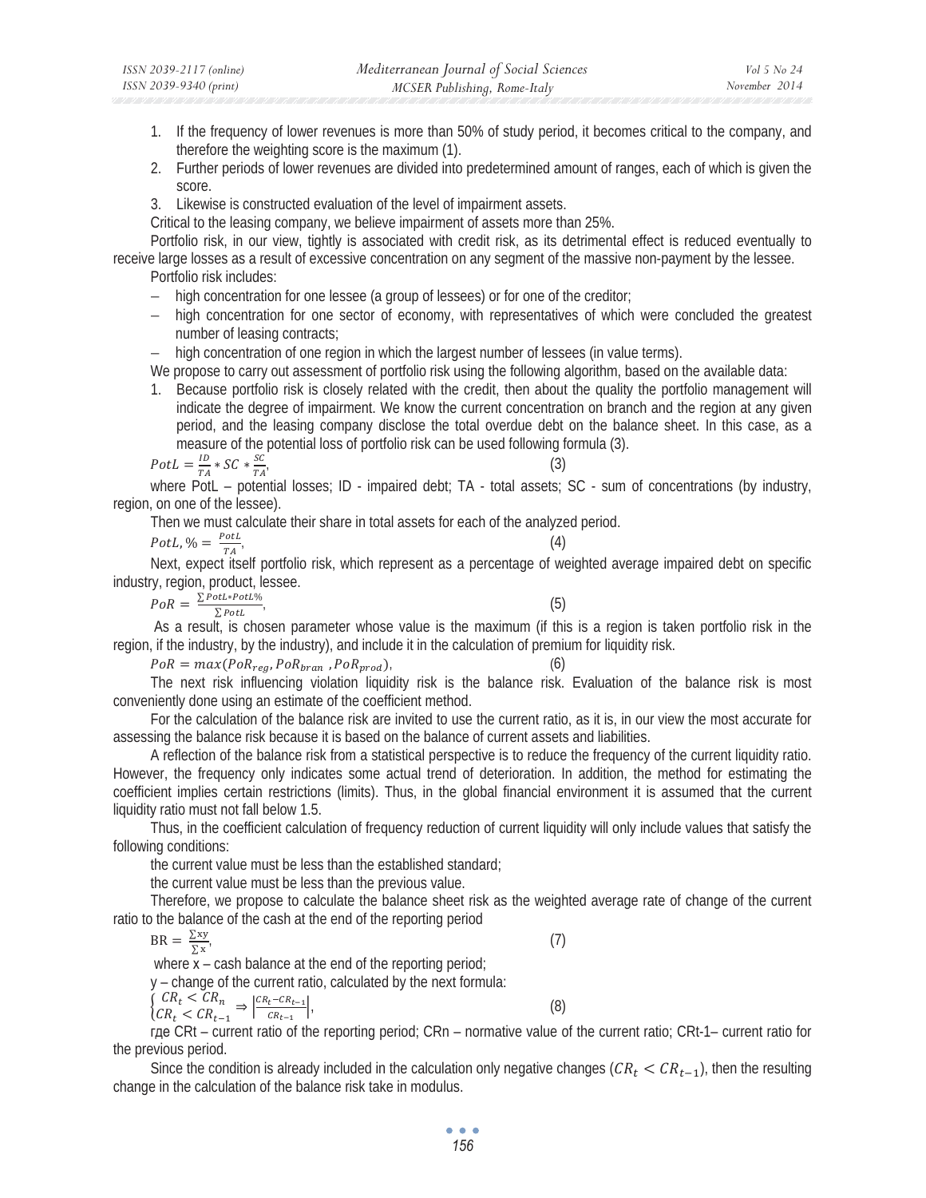1. If the frequency of lower revenues is more than 50% of study period, it becomes critical to the company, and therefore the weighting score is the maximum (1).
2. Further periods of lower revenues are divided into predetermined amount of ranges, each of which is given the score.
3. Likewise is constructed evaluation of the level of impairment assets.

Critical to the leasing company, we believe impairment of assets more than 25%.

Portfolio risk, in our view, tightly is associated with credit risk, as its detrimental effect is reduced eventually to receive large losses as a result of excessive concentration on any segment of the massive non-payment by the lessee.

Portfolio risk includes:

- high concentration for one lessee (a group of lessees) or for one of the creditor;
- high concentration for one sector of economy, with representatives of which were concluded the greatest number of leasing contracts;
- high concentration of one region in which the largest number of lessees (in value terms).

We propose to carry out assessment of portfolio risk using the following algorithm, based on the available data:

1. Because portfolio risk is closely related with the credit, then about the quality the portfolio management will indicate the degree of impairment. We know the current concentration on branch and the region at any given period, and the leasing company disclose the total overdue debt on the balance sheet. In this case, as a measure of the potential loss of portfolio risk can be used following formula (3).

$$PotL = \frac{ID}{TA} * SC * \frac{SC}{TA}, \quad (3)$$

where PotL – potential losses; ID - impaired debt; TA - total assets; SC - sum of concentrations (by industry, region, on one of the lessee).

Then we must calculate their share in total assets for each of the analyzed period.

$$PotL,\% = \frac{PotL}{TA}, \quad (4)$$

Next, expect itself portfolio risk, which represent as a percentage of weighted average impaired debt on specific industry, region, product, lessee.

$$PoR = \frac{\sum PotL * PotL\%}{\sum PotL}, \quad (5)$$

As a result, is chosen parameter whose value is the maximum (if this is a region is taken portfolio risk in the region, if the industry, by the industry), and include it in the calculation of premium for liquidity risk.

$$PoR = max(PoR_{reg}, PoR_{bran}, PoR_{prod}), \quad (6)$$

The next risk influencing violation liquidity risk is the balance risk. Evaluation of the balance risk is most conveniently done using an estimate of the coefficient method.

For the calculation of the balance risk are invited to use the current ratio, as it is, in our view the most accurate for assessing the balance risk because it is based on the balance of current assets and liabilities.

A reflection of the balance risk from a statistical perspective is to reduce the frequency of the current liquidity ratio. However, the frequency only indicates some actual trend of deterioration. In addition, the method for estimating the coefficient implies certain restrictions (limits). Thus, in the global financial environment it is assumed that the current liquidity ratio must not fall below 1.5.

Thus, in the coefficient calculation of frequency reduction of current liquidity will only include values that satisfy the following conditions:

the current value must be less than the established standard;

the current value must be less than the previous value.

Therefore, we propose to calculate the balance sheet risk as the weighted average rate of change of the current ratio to the balance of the cash at the end of the reporting period

$$BR = \frac{\sum xy}{\sum x}, \quad (7)$$

where x – cash balance at the end of the reporting period;

y – change of the current ratio, calculated by the next formula:

$$\begin{cases} CR_t < CR_n \\ CR_t < CR_{t-1} \end{cases} \Rightarrow \left|\frac{CR_t - CR_{t-1}}{CR_{t-1}}\right|, \quad (8)$$

где CRt – current ratio of the reporting period; CRn – normative value of the current ratio; CRt-1– current ratio for the previous period.

Since the condition is already included in the calculation only negative changes ($CR_t < CR_{t-1}$), then the resulting change in the calculation of the balance risk take in modulus.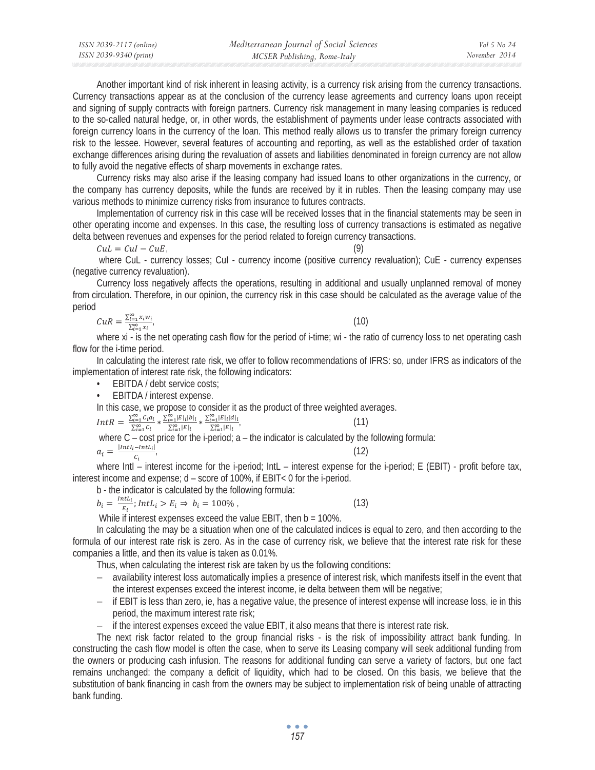Another important kind of risk inherent in leasing activity, is a currency risk arising from the currency transactions. Currency transactions appear as at the conclusion of the currency lease agreements and currency loans upon receipt and signing of supply contracts with foreign partners. Currency risk management in many leasing companies is reduced to the so-called natural hedge, or, in other words, the establishment of payments under lease contracts associated with foreign currency loans in the currency of the loan. This method really allows us to transfer the primary foreign currency risk to the lessee. However, several features of accounting and reporting, as well as the established order of taxation exchange differences arising during the revaluation of assets and liabilities denominated in foreign currency are not allow to fully avoid the negative effects of sharp movements in exchange rates.

Currency risks may also arise if the leasing company had issued loans to other organizations in the currency, or the company has currency deposits, while the funds are received by it in rubles. Then the leasing company may use various methods to minimize currency risks from insurance to futures contracts.

Implementation of currency risk in this case will be received losses that in the financial statements may be seen in other operating income and expenses. In this case, the resulting loss of currency transactions is estimated as negative delta between revenues and expenses for the period related to foreign currency transactions.

$$CuL = CuI - CuE, \tag{9}$$

where CuL - currency losses; CuI - currency income (positive currency revaluation); CuE - currency expenses (negative currency revaluation).

Currency loss negatively affects the operations, resulting in additional and usually unplanned removal of money from circulation. Therefore, in our opinion, the currency risk in this case should be calculated as the average value of the period

$$CuR = \frac{\sum_{i=1}^{\infty} x_i w_i}{\sum_{i=1}^{\infty} x_i}, \tag{10}$$

where xi - is the net operating cash flow for the period of i-time; wi - the ratio of currency loss to net operating cash flow for the i-time period.

In calculating the interest rate risk, we offer to follow recommendations of IFRS: so, under IFRS as indicators of the implementation of interest rate risk, the following indicators:

- EBITDA / debt service costs;
- EBITDA / interest expense.

In this case, we propose to consider it as the product of three weighted averages.

$$IntR = \frac{\sum_{i=1}^{\infty} C_i a_i}{\sum_{i=1}^{\infty} C_i} * \frac{\sum_{i=1}^{\infty} |E|_i |b|_i}{\sum_{i=1}^{\infty} |E|_i} * \frac{\sum_{i=1}^{\infty} |E|_i |d|_i}{\sum_{i=1}^{\infty} |E|_i}, \tag{11}$$

where C – cost price for the i-period; a – the indicator is calculated by the following formula:

$$a_i = \frac{|IntI_i - IntL_i|}{C_i}, \tag{12}$$

where Intl – interest income for the i-period; IntL – interest expense for the i-period; E (EBIT) - profit before tax, interest income and expense; d – score of 100%, if EBIT< 0 for the i-period.

b - the indicator is calculated by the following formula:

$$b_i = \frac{IntL_i}{E_i};\ IntL_i > E_i \Rightarrow b_i = 100\%\ , \tag{13}$$

While if interest expenses exceed the value EBIT, then b = 100%.

In calculating the may be a situation when one of the calculated indices is equal to zero, and then according to the formula of our interest rate risk is zero. As in the case of currency risk, we believe that the interest rate risk for these companies a little, and then its value is taken as 0.01%.

Thus, when calculating the interest risk are taken by us the following conditions:

- availability interest loss automatically implies a presence of interest risk, which manifests itself in the event that the interest expenses exceed the interest income, ie delta between them will be negative;
- if EBIT is less than zero, ie, has a negative value, the presence of interest expense will increase loss, ie in this period, the maximum interest rate risk;
- if the interest expenses exceed the value EBIT, it also means that there is interest rate risk.

The next risk factor related to the group financial risks - is the risk of impossibility attract bank funding. In constructing the cash flow model is often the case, when to serve its Leasing company will seek additional funding from the owners or producing cash infusion. The reasons for additional funding can serve a variety of factors, but one fact remains unchanged: the company a deficit of liquidity, which had to be closed. On this basis, we believe that the substitution of bank financing in cash from the owners may be subject to implementation risk of being unable of attracting bank funding.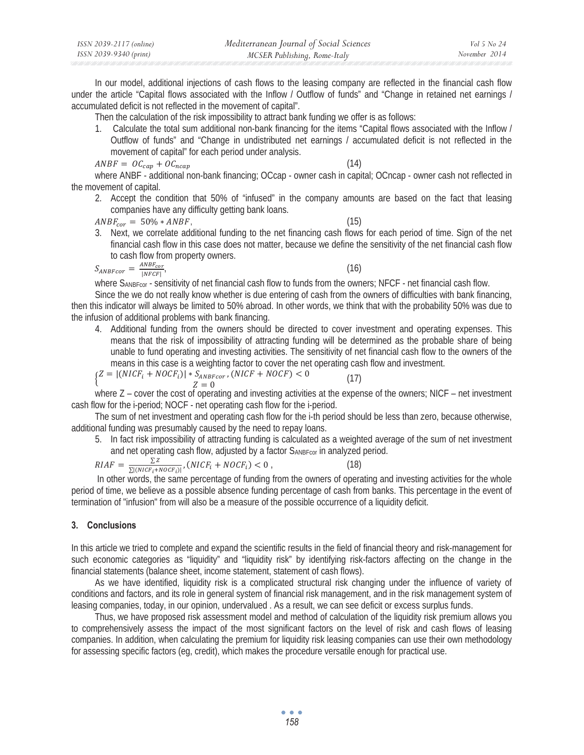In our model, additional injections of cash flows to the leasing company are reflected in the financial cash flow under the article "Capital flows associated with the Inflow / Outflow of funds" and "Change in retained net earnings / accumulated deficit is not reflected in the movement of capital".

Then the calculation of the risk impossibility to attract bank funding we offer is as follows:

1. Calculate the total sum additional non-bank financing for the items "Capital flows associated with the Inflow / Outflow of funds" and "Change in undistributed net earnings / accumulated deficit is not reflected in the movement of capital" for each period under analysis.

$$ANBF = OC_{cap} + OC_{ncap} \quad (14)$$

where ANBF - additional non-bank financing; OCcap - owner cash in capital; OCncap - owner cash not reflected in the movement of capital.

2. Accept the condition that 50% of "infused" in the company amounts are based on the fact that leasing companies have any difficulty getting bank loans.

$$ANBF_{cor} = 50\% * ANBF, \quad (15)$$

3. Next, we correlate additional funding to the net financing cash flows for each period of time. Sign of the net financial cash flow in this case does not matter, because we define the sensitivity of the net financial cash flow to cash flow from property owners.

$$S_{ANBFcor} = \frac{ANBF_{cor}}{|NFCF|}, \quad (16)$$

where $S_{ANBFcor}$ - sensitivity of net financial cash flow to funds from the owners; NFCF - net financial cash flow.

Since the we do not really know whether is due entering of cash from the owners of difficulties with bank financing, then this indicator will always be limited to 50% abroad. In other words, we think that with the probability 50% was due to the infusion of additional problems with bank financing.

4. Additional funding from the owners should be directed to cover investment and operating expenses. This means that the risk of impossibility of attracting funding will be determined as the probable share of being unable to fund operating and investing activities. The sensitivity of net financial cash flow to the owners of the means in this case is a weighting factor to cover the net operating cash flow and investment.

$$\begin{cases} Z = |(NICF_i + NOCF_i)| * S_{ANBFcor}, (NICF + NOCF) < 0 \\ Z = 0 \end{cases} \quad (17)$$

where Z – cover the cost of operating and investing activities at the expense of the owners; NICF – net investment cash flow for the i-period; NOCF - net operating cash flow for the i-period.

The sum of net investment and operating cash flow for the i-th period should be less than zero, because otherwise, additional funding was presumably caused by the need to repay loans.

5. In fact risk impossibility of attracting funding is calculated as a weighted average of the sum of net investment and net operating cash flow, adjusted by a factor $S_{ANBFcor}$ in analyzed period.

$$RIAF = \frac{\sum Z}{\sum |(NICF_i + NOCF_i)|}, (NICF_i + NOCF_i) < 0, \quad (18)$$

In other words, the same percentage of funding from the owners of operating and investing activities for the whole period of time, we believe as a possible absence funding percentage of cash from banks. This percentage in the event of termination of "infusion" from will also be a measure of the possible occurrence of a liquidity deficit.

## 3. Conclusions

In this article we tried to complete and expand the scientific results in the field of financial theory and risk-management for such economic categories as "liquidity" and "liquidity risk" by identifying risk-factors affecting on the change in the financial statements (balance sheet, income statement, statement of cash flows).

As we have identified, liquidity risk is a complicated structural risk changing under the influence of variety of conditions and factors, and its role in general system of financial risk management, and in the risk management system of leasing companies, today, in our opinion, undervalued . As a result, we can see deficit or excess surplus funds.

Thus, we have proposed risk assessment model and method of calculation of the liquidity risk premium allows you to comprehensively assess the impact of the most significant factors on the level of risk and cash flows of leasing companies. In addition, when calculating the premium for liquidity risk leasing companies can use their own methodology for assessing specific factors (eg, credit), which makes the procedure versatile enough for practical use.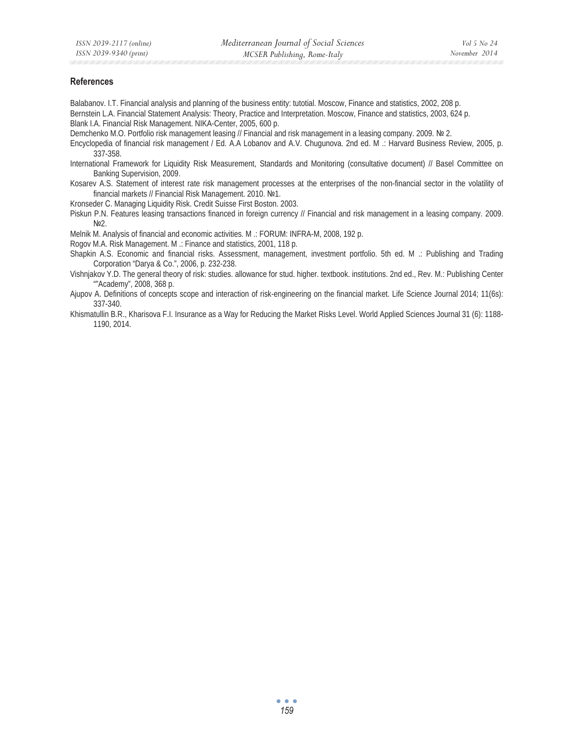## References

Balabanov. I.T. Financial analysis and planning of the business entity: tutotial. Moscow, Finance and statistics, 2002, 208 p.

Bernstein L.A. Financial Statement Analysis: Theory, Practice and Interpretation. Moscow, Finance and statistics, 2003, 624 p.

Blank I.A. Financial Risk Management. NIKA-Center, 2005, 600 p.

Demchenko M.O. Portfolio risk management leasing // Financial and risk management in a leasing company. 2009. № 2.

Encyclopedia of financial risk management / Ed. A.A Lobanov and A.V. Chugunova. 2nd ed. M .: Harvard Business Review, 2005, p. 337-358.

International Framework for Liquidity Risk Measurement, Standards and Monitoring (consultative document) // Basel Committee on Banking Supervision, 2009.

Kosarev A.S. Statement of interest rate risk management processes at the enterprises of the non-financial sector in the volatility of financial markets // Financial Risk Management. 2010. №1.

Kronseder C. Managing Liquidity Risk. Credit Suisse First Boston. 2003.

Piskun P.N. Features leasing transactions financed in foreign currency // Financial and risk management in a leasing company. 2009. №2.

Melnik M. Analysis of financial and economic activities. M .: FORUM: INFRA-M, 2008, 192 p.

Rogov M.A. Risk Management. M .: Finance and statistics, 2001, 118 p.

Shapkin A.S. Economic and financial risks. Assessment, management, investment portfolio. 5th ed. M .: Publishing and Trading Corporation "Darya & Co.", 2006, p. 232-238.

Vishnjakov Y.D. The general theory of risk: studies. allowance for stud. higher. textbook. institutions. 2nd ed., Rev. M.: Publishing Center ""Academy", 2008, 368 p.

Ajupov A. Definitions of concepts scope and interaction of risk-engineering on the financial market. Life Science Journal 2014; 11(6s): 337-340.

Khismatullin B.R., Kharisova F.I. Insurance as a Way for Reducing the Market Risks Level. World Applied Sciences Journal 31 (6): 1188-1190, 2014.